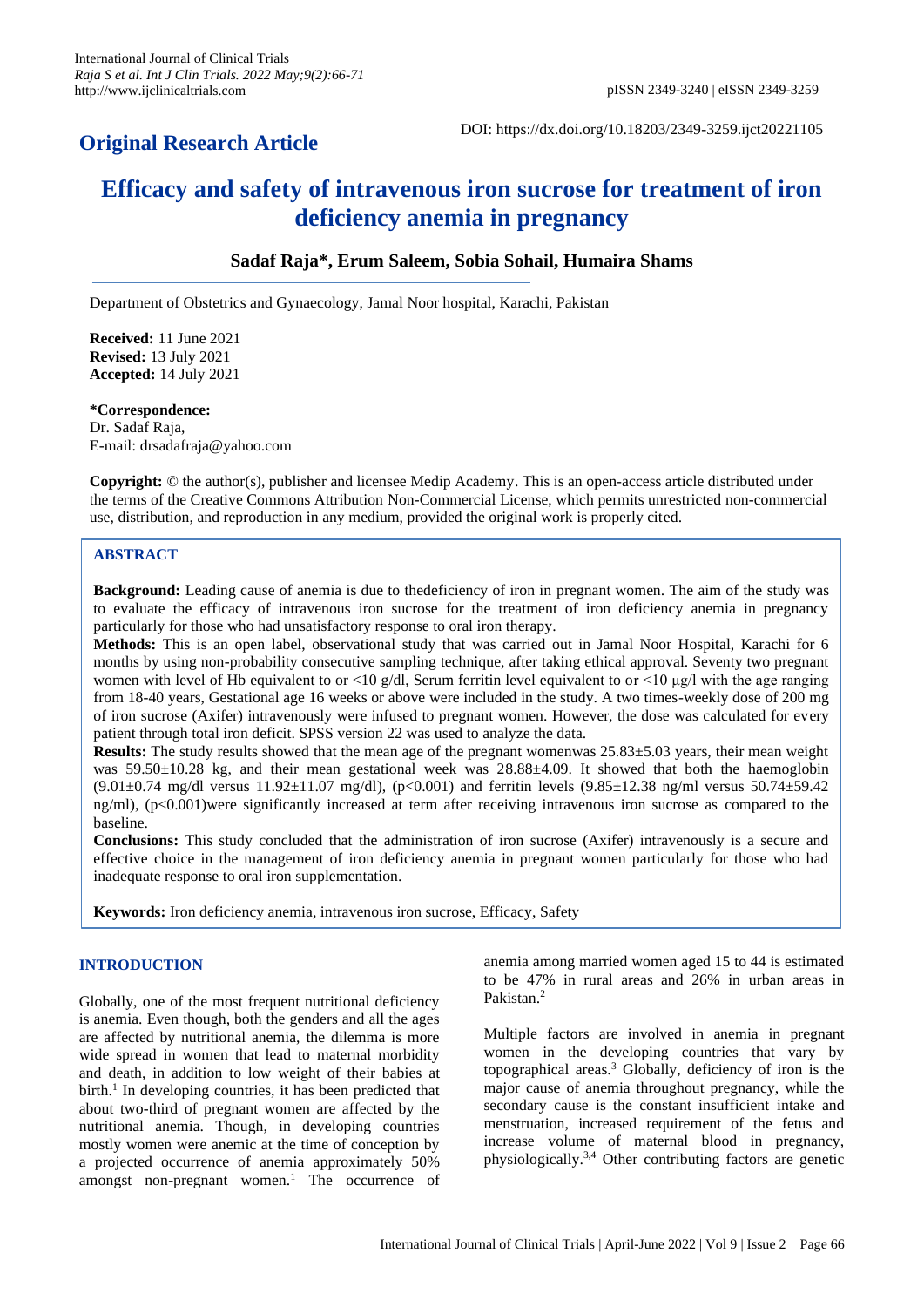**Original Research Article**

DOI: https://dx.doi.org/10.18203/2349-3259.ijct20221105

# Efficacy and safety of intravenous iron sucrose for treatment of iron deficiency anemia in pregnancy

**Sadaf Raja*, Erum Saleem, Sobia Sohail, Humaira Shams**

Department of Obstetrics and Gynaecology, Jamal Noor hospital, Karachi, Pakistan

**Received:** 11 June 2021
**Revised:** 13 July 2021
**Accepted:** 14 July 2021

***Correspondence:**
Dr. Sadaf Raja,
E-mail: drsadafraja@yahoo.com

**Copyright:** © the author(s), publisher and licensee Medip Academy. This is an open-access article distributed under the terms of the Creative Commons Attribution Non-Commercial License, which permits unrestricted non-commercial use, distribution, and reproduction in any medium, provided the original work is properly cited.

## ABSTRACT

**Background:** Leading cause of anemia is due to thedeficiency of iron in pregnant women. The aim of the study was to evaluate the efficacy of intravenous iron sucrose for the treatment of iron deficiency anemia in pregnancy particularly for those who had unsatisfactory response to oral iron therapy.

**Methods:** This is an open label, observational study that was carried out in Jamal Noor Hospital, Karachi for 6 months by using non-probability consecutive sampling technique, after taking ethical approval. Seventy two pregnant women with level of Hb equivalent to or <10 g/dl, Serum ferritin level equivalent to or <10 μg/l with the age ranging from 18-40 years, Gestational age 16 weeks or above were included in the study. A two times-weekly dose of 200 mg of iron sucrose (Axifer) intravenously were infused to pregnant women. However, the dose was calculated for every patient through total iron deficit. SPSS version 22 was used to analyze the data.

**Results:** The study results showed that the mean age of the pregnant womenwas 25.83±5.03 years, their mean weight was 59.50±10.28 kg, and their mean gestational week was 28.88±4.09. It showed that both the haemoglobin (9.01±0.74 mg/dl versus 11.92±11.07 mg/dl), (p<0.001) and ferritin levels (9.85±12.38 ng/ml versus 50.74±59.42 ng/ml), (p<0.001)were significantly increased at term after receiving intravenous iron sucrose as compared to the baseline.

**Conclusions:** This study concluded that the administration of iron sucrose (Axifer) intravenously is a secure and effective choice in the management of iron deficiency anemia in pregnant women particularly for those who had inadequate response to oral iron supplementation.

**Keywords:** Iron deficiency anemia, intravenous iron sucrose, Efficacy, Safety

## INTRODUCTION

Globally, one of the most frequent nutritional deficiency is anemia. Even though, both the genders and all the ages are affected by nutritional anemia, the dilemma is more wide spread in women that lead to maternal morbidity and death, in addition to low weight of their babies at birth.[1] In developing countries, it has been predicted that about two-third of pregnant women are affected by the nutritional anemia. Though, in developing countries mostly women were anemic at the time of conception by a projected occurrence of anemia approximately 50% amongst non-pregnant women.[1] The occurrence of anemia among married women aged 15 to 44 is estimated to be 47% in rural areas and 26% in urban areas in Pakistan.[2]

Multiple factors are involved in anemia in pregnant women in the developing countries that vary by topographical areas.[3] Globally, deficiency of iron is the major cause of anemia throughout pregnancy, while the secondary cause is the constant insufficient intake and menstruation, increased requirement of the fetus and increase volume of maternal blood in pregnancy, physiologically.[3,4] Other contributing factors are genetic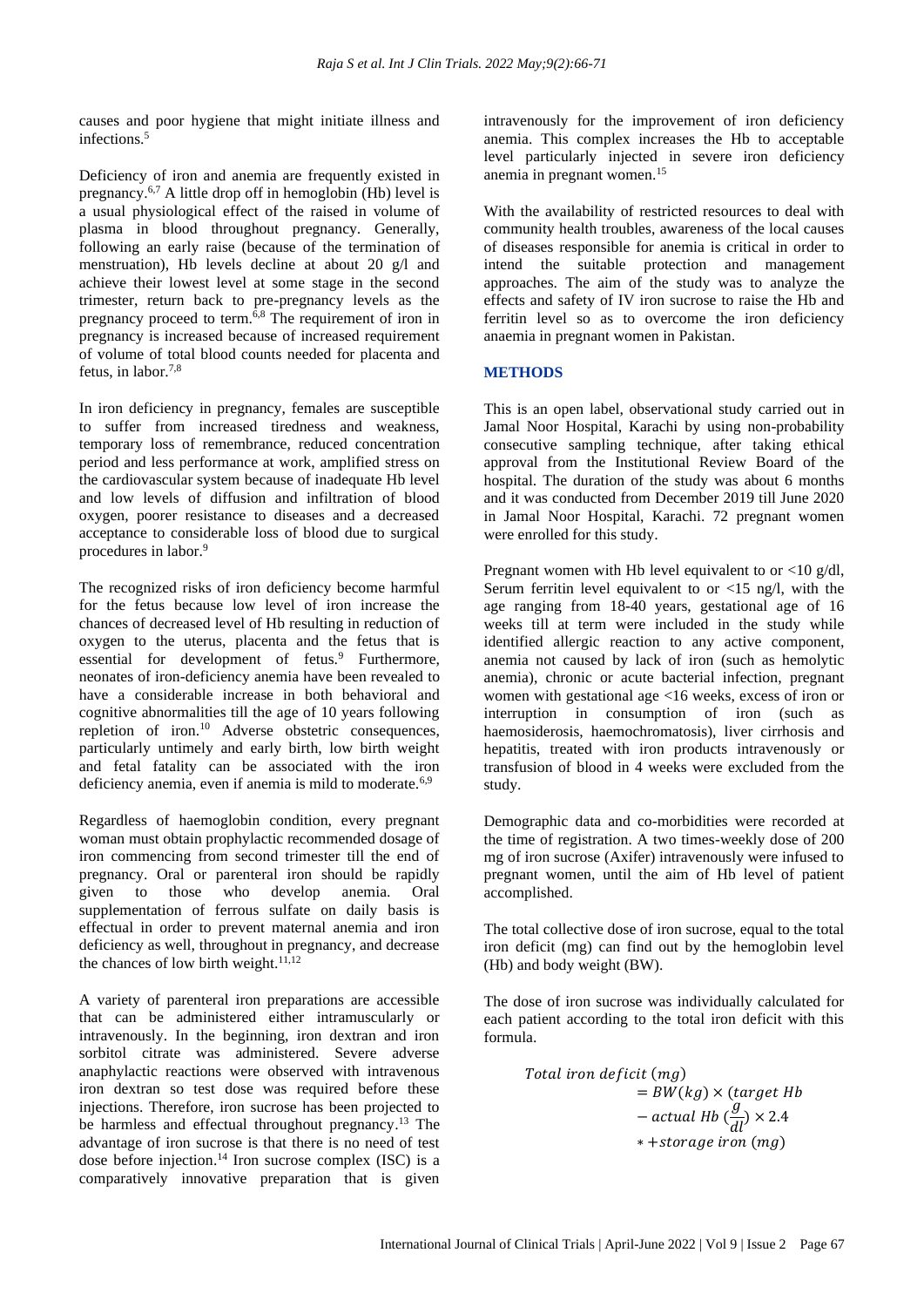causes and poor hygiene that might initiate illness and infections.[5]

Deficiency of iron and anemia are frequently existed in pregnancy.[6,7] A little drop off in hemoglobin (Hb) level is a usual physiological effect of the raised in volume of plasma in blood throughout pregnancy. Generally, following an early raise (because of the termination of menstruation), Hb levels decline at about 20 g/l and achieve their lowest level at some stage in the second trimester, return back to pre-pregnancy levels as the pregnancy proceed to term.[6,8] The requirement of iron in pregnancy is increased because of increased requirement of volume of total blood counts needed for placenta and fetus, in labor.[7,8]

In iron deficiency in pregnancy, females are susceptible to suffer from increased tiredness and weakness, temporary loss of remembrance, reduced concentration period and less performance at work, amplified stress on the cardiovascular system because of inadequate Hb level and low levels of diffusion and infiltration of blood oxygen, poorer resistance to diseases and a decreased acceptance to considerable loss of blood due to surgical procedures in labor.[9]

The recognized risks of iron deficiency become harmful for the fetus because low level of iron increase the chances of decreased level of Hb resulting in reduction of oxygen to the uterus, placenta and the fetus that is essential for development of fetus.[9] Furthermore, neonates of iron-deficiency anemia have been revealed to have a considerable increase in both behavioral and cognitive abnormalities till the age of 10 years following repletion of iron.[10] Adverse obstetric consequences, particularly untimely and early birth, low birth weight and fetal fatality can be associated with the iron deficiency anemia, even if anemia is mild to moderate.[6,9]

Regardless of haemoglobin condition, every pregnant woman must obtain prophylactic recommended dosage of iron commencing from second trimester till the end of pregnancy. Oral or parenteral iron should be rapidly given to those who develop anemia. Oral supplementation of ferrous sulfate on daily basis is effectual in order to prevent maternal anemia and iron deficiency as well, throughout in pregnancy, and decrease the chances of low birth weight.[11,12]

A variety of parenteral iron preparations are accessible that can be administered either intramuscularly or intravenously. In the beginning, iron dextran and iron sorbitol citrate was administered. Severe adverse anaphylactic reactions were observed with intravenous iron dextran so test dose was required before these injections. Therefore, iron sucrose has been projected to be harmless and effectual throughout pregnancy.[13] The advantage of iron sucrose is that there is no need of test dose before injection.[14] Iron sucrose complex (ISC) is a comparatively innovative preparation that is given intravenously for the improvement of iron deficiency anemia. This complex increases the Hb to acceptable level particularly injected in severe iron deficiency anemia in pregnant women.[15]

With the availability of restricted resources to deal with community health troubles, awareness of the local causes of diseases responsible for anemia is critical in order to intend the suitable protection and management approaches. The aim of the study was to analyze the effects and safety of IV iron sucrose to raise the Hb and ferritin level so as to overcome the iron deficiency anaemia in pregnant women in Pakistan.

## METHODS

This is an open label, observational study carried out in Jamal Noor Hospital, Karachi by using non-probability consecutive sampling technique, after taking ethical approval from the Institutional Review Board of the hospital. The duration of the study was about 6 months and it was conducted from December 2019 till June 2020 in Jamal Noor Hospital, Karachi. 72 pregnant women were enrolled for this study.

Pregnant women with Hb level equivalent to or <10 g/dl, Serum ferritin level equivalent to or <15 ng/l, with the age ranging from 18-40 years, gestational age of 16 weeks till at term were included in the study while identified allergic reaction to any active component, anemia not caused by lack of iron (such as hemolytic anemia), chronic or acute bacterial infection, pregnant women with gestational age <16 weeks, excess of iron or interruption in consumption of iron (such as haemosiderosis, haemochromatosis), liver cirrhosis and hepatitis, treated with iron products intravenously or transfusion of blood in 4 weeks were excluded from the study.

Demographic data and co-morbidities were recorded at the time of registration. A two times-weekly dose of 200 mg of iron sucrose (Axifer) intravenously were infused to pregnant women, until the aim of Hb level of patient accomplished.

The total collective dose of iron sucrose, equal to the total iron deficit (mg) can find out by the hemoglobin level (Hb) and body weight (BW).

The dose of iron sucrose was individually calculated for each patient according to the total iron deficit with this formula.

$$Total\ iron\ deficit\ (mg) = BW(kg) \times (target\ Hb - actual\ Hb\ (\frac{g}{dl}) \times 2.4 * + storage\ iron\ (mg)$$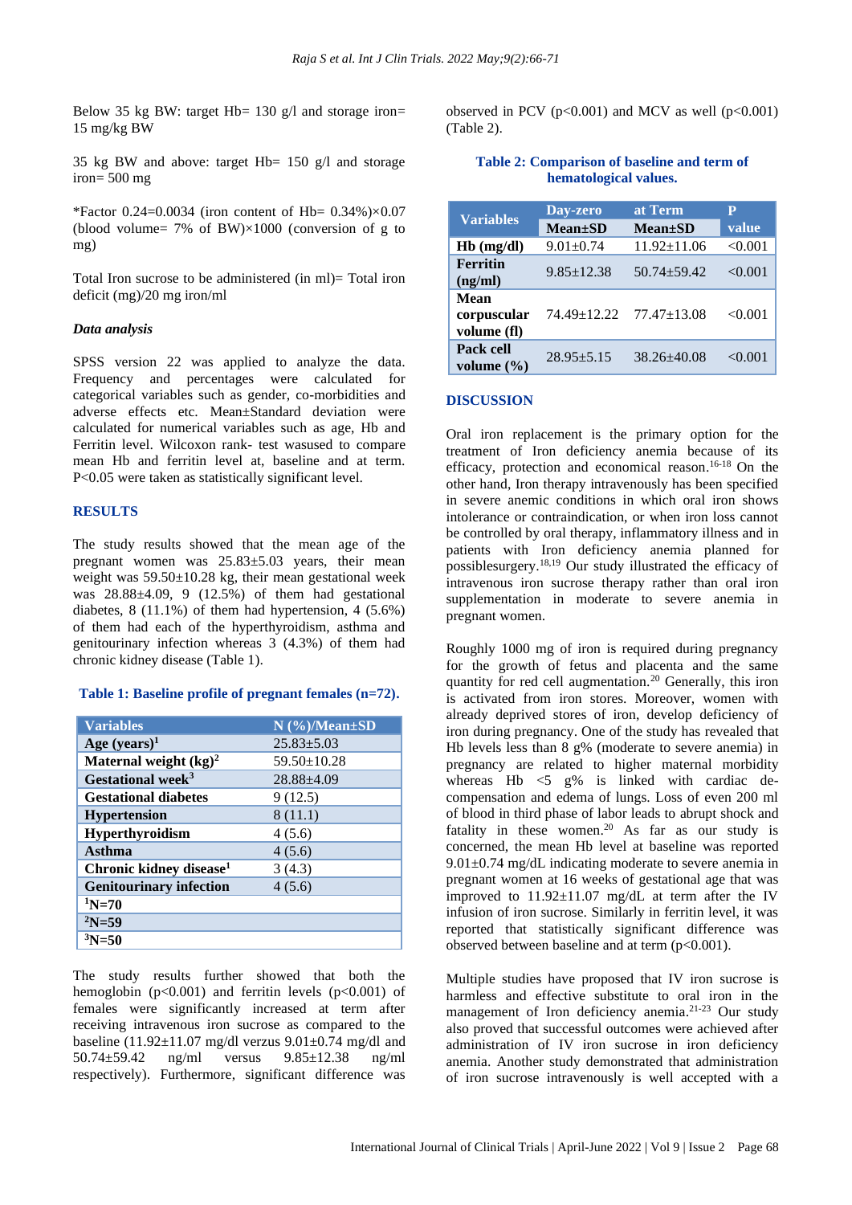Below 35 kg BW: target Hb= 130 g/l and storage iron= 15 mg/kg BW

35 kg BW and above: target Hb= 150 g/l and storage iron= 500 mg

*Factor 0.24=0.0034 (iron content of Hb= 0.34%)×0.07 (blood volume= 7% of BW)×1000 (conversion of g to mg)

Total Iron sucrose to be administered (in ml)= Total iron deficit (mg)/20 mg iron/ml

### *Data analysis*

SPSS version 22 was applied to analyze the data. Frequency and percentages were calculated for categorical variables such as gender, co-morbidities and adverse effects etc. Mean±Standard deviation were calculated for numerical variables such as age, Hb and Ferritin level. Wilcoxon rank- test wasused to compare mean Hb and ferritin level at, baseline and at term. P<0.05 were taken as statistically significant level.

## RESULTS

The study results showed that the mean age of the pregnant women was 25.83±5.03 years, their mean weight was 59.50±10.28 kg, their mean gestational week was 28.88±4.09, 9 (12.5%) of them had gestational diabetes, 8 (11.1%) of them had hypertension, 4 (5.6%) of them had each of the hyperthyroidism, asthma and genitourinary infection whereas 3 (4.3%) of them had chronic kidney disease (Table 1).

**Table 1: Baseline profile of pregnant females (n=72).**

| Variables | N (%)/Mean±SD |
|---|---|
| **Age (years)**[1] | 25.83±5.03 |
| **Maternal weight (kg)**[2] | 59.50±10.28 |
| **Gestational week**[3] | 28.88±4.09 |
| **Gestational diabetes** | 9 (12.5) |
| **Hypertension** | 8 (11.1) |
| **Hyperthyroidism** | 4 (5.6) |
| **Asthma** | 4 (5.6) |
| **Chronic kidney disease**[1] | 3 (4.3) |
| **Genitourinary infection** | 4 (5.6) |
| [1]N=70 | |
| [2]N=59 | |
| [3]N=50 | |

The study results further showed that both the hemoglobin (p<0.001) and ferritin levels (p<0.001) of females were significantly increased at term after receiving intravenous iron sucrose as compared to the baseline (11.92±11.07 mg/dl verzus 9.01±0.74 mg/dl and 50.74±59.42 ng/ml versus 9.85±12.38 ng/ml respectively). Furthermore, significant difference was observed in PCV (p<0.001) and MCV as well (p<0.001) (Table 2).

**Table 2: Comparison of baseline and term of hematological values.**

| Variables | Day-zero | at Term | P value |
|---|---|---|---|
| | Mean±SD | Mean±SD | |
| **Hb (mg/dl)** | 9.01±0.74 | 11.92±11.06 | <0.001 |
| **Ferritin (ng/ml)** | 9.85±12.38 | 50.74±59.42 | <0.001 |
| **Mean corpuscular volume (fl)** | 74.49±12.22 | 77.47±13.08 | <0.001 |
| **Pack cell volume (%)** | 28.95±5.15 | 38.26±40.08 | <0.001 |

## DISCUSSION

Oral iron replacement is the primary option for the treatment of Iron deficiency anemia because of its efficacy, protection and economical reason.[16-18] On the other hand, Iron therapy intravenously has been specified in severe anemic conditions in which oral iron shows intolerance or contraindication, or when iron loss cannot be controlled by oral therapy, inflammatory illness and in patients with Iron deficiency anemia planned for possiblesurgery.[18,19] Our study illustrated the efficacy of intravenous iron sucrose therapy rather than oral iron supplementation in moderate to severe anemia in pregnant women.

Roughly 1000 mg of iron is required during pregnancy for the growth of fetus and placenta and the same quantity for red cell augmentation.[20] Generally, this iron is activated from iron stores. Moreover, women with already deprived stores of iron, develop deficiency of iron during pregnancy. One of the study has revealed that Hb levels less than 8 g% (moderate to severe anemia) in pregnancy are related to higher maternal morbidity whereas Hb <5 g% is linked with cardiac de-compensation and edema of lungs. Loss of even 200 ml of blood in third phase of labor leads to abrupt shock and fatality in these women.[20] As far as our study is concerned, the mean Hb level at baseline was reported 9.01±0.74 mg/dL indicating moderate to severe anemia in pregnant women at 16 weeks of gestational age that was improved to 11.92±11.07 mg/dL at term after the IV infusion of iron sucrose. Similarly in ferritin level, it was reported that statistically significant difference was observed between baseline and at term (p<0.001).

Multiple studies have proposed that IV iron sucrose is harmless and effective substitute to oral iron in the management of Iron deficiency anemia.[21-23] Our study also proved that successful outcomes were achieved after administration of IV iron sucrose in iron deficiency anemia. Another study demonstrated that administration of iron sucrose intravenously is well accepted with a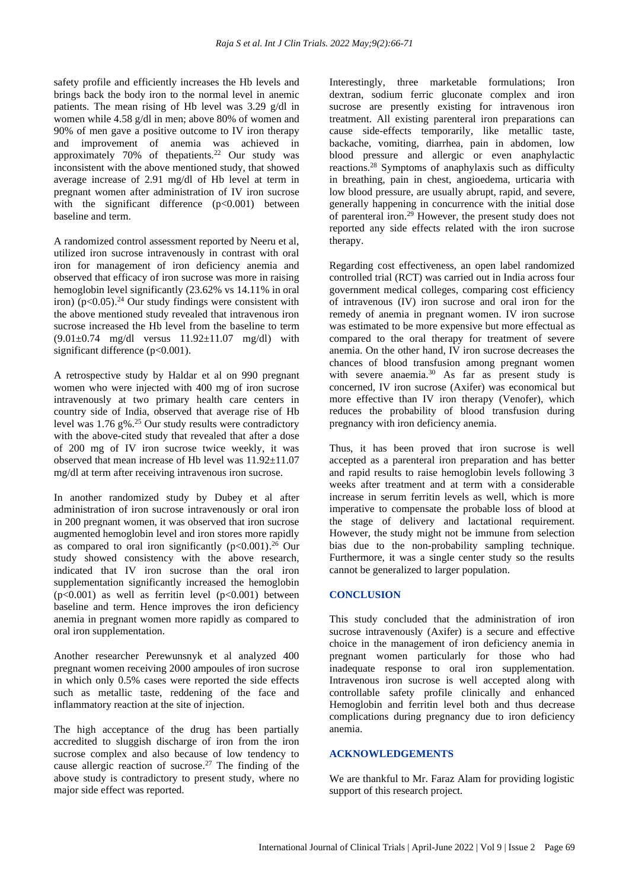safety profile and efficiently increases the Hb levels and brings back the body iron to the normal level in anemic patients. The mean rising of Hb level was 3.29 g/dl in women while 4.58 g/dl in men; above 80% of women and 90% of men gave a positive outcome to IV iron therapy and improvement of anemia was achieved in approximately 70% of thepatients.[22] Our study was inconsistent with the above mentioned study, that showed average increase of 2.91 mg/dl of Hb level at term in pregnant women after administration of IV iron sucrose with the significant difference ($p<0.001$) between baseline and term.

A randomized control assessment reported by Neeru et al, utilized iron sucrose intravenously in contrast with oral iron for management of iron deficiency anemia and observed that efficacy of iron sucrose was more in raising hemoglobin level significantly (23.62% vs 14.11% in oral iron) ($p<0.05$).[24] Our study findings were consistent with the above mentioned study revealed that intravenous iron sucrose increased the Hb level from the baseline to term ($9.01\pm0.74$ mg/dl versus $11.92\pm11.07$ mg/dl) with significant difference ($p<0.001$).

A retrospective study by Haldar et al on 990 pregnant women who were injected with 400 mg of iron sucrose intravenously at two primary health care centers in country side of India, observed that average rise of Hb level was 1.76 g%.[25] Our study results were contradictory with the above-cited study that revealed that after a dose of 200 mg of IV iron sucrose twice weekly, it was observed that mean increase of Hb level was $11.92\pm11.07$ mg/dl at term after receiving intravenous iron sucrose.

In another randomized study by Dubey et al after administration of iron sucrose intravenously or oral iron in 200 pregnant women, it was observed that iron sucrose augmented hemoglobin level and iron stores more rapidly as compared to oral iron significantly ($p<0.001$).[26] Our study showed consistency with the above research, indicated that IV iron sucrose than the oral iron supplementation significantly increased the hemoglobin ($p<0.001$) as well as ferritin level ($p<0.001$) between baseline and term. Hence improves the iron deficiency anemia in pregnant women more rapidly as compared to oral iron supplementation.

Another researcher Perewunsnyk et al analyzed 400 pregnant women receiving 2000 ampoules of iron sucrose in which only 0.5% cases were reported the side effects such as metallic taste, reddening of the face and inflammatory reaction at the site of injection.

The high acceptance of the drug has been partially accredited to sluggish discharge of iron from the iron sucrose complex and also because of low tendency to cause allergic reaction of sucrose.[27] The finding of the above study is contradictory to present study, where no major side effect was reported.

Interestingly, three marketable formulations; Iron dextran, sodium ferric gluconate complex and iron sucrose are presently existing for intravenous iron treatment. All existing parenteral iron preparations can cause side-effects temporarily, like metallic taste, backache, vomiting, diarrhea, pain in abdomen, low blood pressure and allergic or even anaphylactic reactions.[28] Symptoms of anaphylaxis such as difficulty in breathing, pain in chest, angioedema, urticaria with low blood pressure, are usually abrupt, rapid, and severe, generally happening in concurrence with the initial dose of parenteral iron.[29] However, the present study does not reported any side effects related with the iron sucrose therapy.

Regarding cost effectiveness, an open label randomized controlled trial (RCT) was carried out in India across four government medical colleges, comparing cost efficiency of intravenous (IV) iron sucrose and oral iron for the remedy of anemia in pregnant women. IV iron sucrose was estimated to be more expensive but more effectual as compared to the oral therapy for treatment of severe anemia. On the other hand, IV iron sucrose decreases the chances of blood transfusion among pregnant women with severe anaemia.[30] As far as present study is concerned, IV iron sucrose (Axifer) was economical but more effective than IV iron therapy (Venofer), which reduces the probability of blood transfusion during pregnancy with iron deficiency anemia.

Thus, it has been proved that iron sucrose is well accepted as a parenteral iron preparation and has better and rapid results to raise hemoglobin levels following 3 weeks after treatment and at term with a considerable increase in serum ferritin levels as well, which is more imperative to compensate the probable loss of blood at the stage of delivery and lactational requirement. However, the study might not be immune from selection bias due to the non-probability sampling technique. Furthermore, it was a single center study so the results cannot be generalized to larger population.

## CONCLUSION

This study concluded that the administration of iron sucrose intravenously (Axifer) is a secure and effective choice in the management of iron deficiency anemia in pregnant women particularly for those who had inadequate response to oral iron supplementation. Intravenous iron sucrose is well accepted along with controllable safety profile clinically and enhanced Hemoglobin and ferritin level both and thus decrease complications during pregnancy due to iron deficiency anemia.

## ACKNOWLEDGEMENTS

We are thankful to Mr. Faraz Alam for providing logistic support of this research project.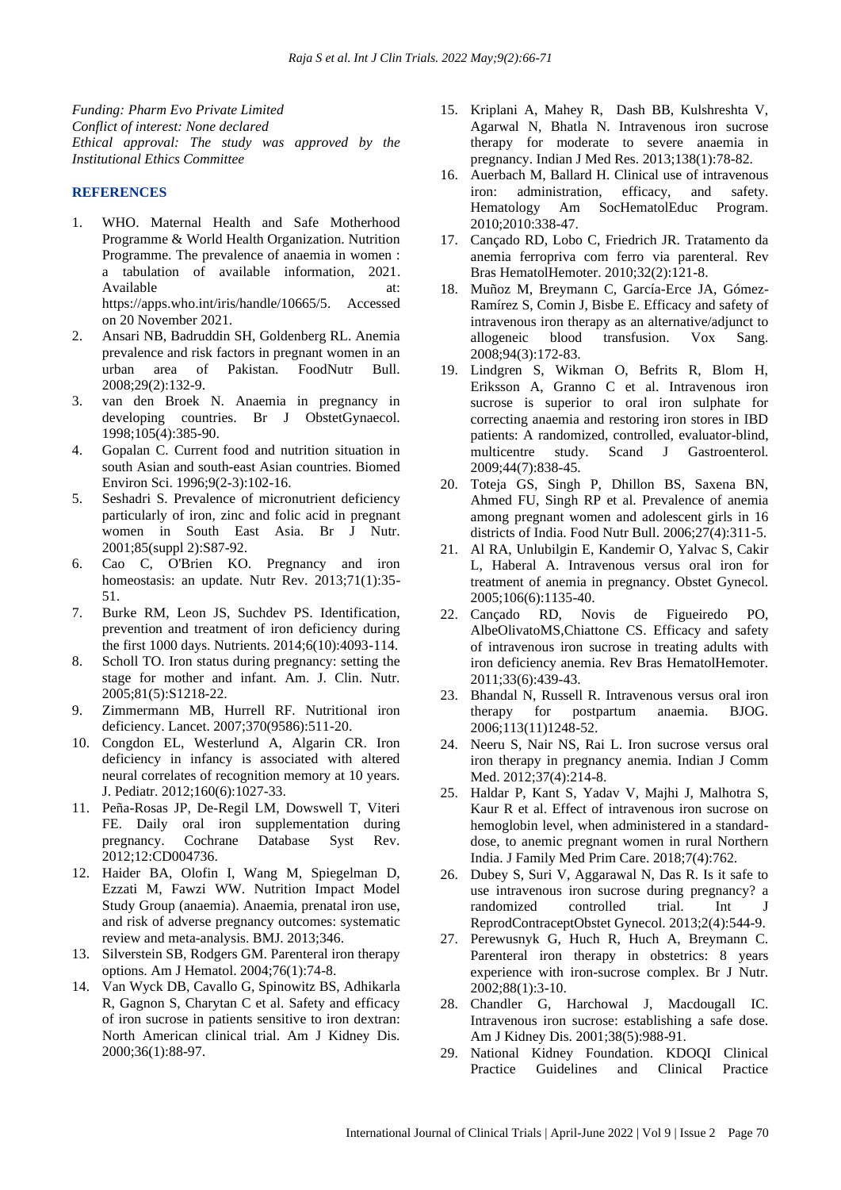*Funding: Pharm Evo Private Limited*
*Conflict of interest: None declared*
*Ethical approval: The study was approved by the Institutional Ethics Committee*

## REFERENCES

1. WHO. Maternal Health and Safe Motherhood Programme & World Health Organization. Nutrition Programme. The prevalence of anaemia in women : a tabulation of available information, 2021. Available at: https://apps.who.int/iris/handle/10665/5. Accessed on 20 November 2021.
2. Ansari NB, Badruddin SH, Goldenberg RL. Anemia prevalence and risk factors in pregnant women in an urban area of Pakistan. FoodNutr Bull. 2008;29(2):132-9.
3. van den Broek N. Anaemia in pregnancy in developing countries. Br J ObstetGynaecol. 1998;105(4):385-90.
4. Gopalan C. Current food and nutrition situation in south Asian and south-east Asian countries. Biomed Environ Sci. 1996;9(2-3):102-16.
5. Seshadri S. Prevalence of micronutrient deficiency particularly of iron, zinc and folic acid in pregnant women in South East Asia. Br J Nutr. 2001;85(suppl 2):S87-92.
6. Cao C, O'Brien KO. Pregnancy and iron homeostasis: an update. Nutr Rev. 2013;71(1):35-51.
7. Burke RM, Leon JS, Suchdev PS. Identification, prevention and treatment of iron deficiency during the first 1000 days. Nutrients. 2014;6(10):4093-114.
8. Scholl TO. Iron status during pregnancy: setting the stage for mother and infant. Am. J. Clin. Nutr. 2005;81(5):S1218-22.
9. Zimmermann MB, Hurrell RF. Nutritional iron deficiency. Lancet. 2007;370(9586):511-20.
10. Congdon EL, Westerlund A, Algarin CR. Iron deficiency in infancy is associated with altered neural correlates of recognition memory at 10 years. J. Pediatr. 2012;160(6):1027-33.
11. Peña-Rosas JP, De-Regil LM, Dowswell T, Viteri FE. Daily oral iron supplementation during pregnancy. Cochrane Database Syst Rev. 2012;12:CD004736.
12. Haider BA, Olofin I, Wang M, Spiegelman D, Ezzati M, Fawzi WW. Nutrition Impact Model Study Group (anaemia). Anaemia, prenatal iron use, and risk of adverse pregnancy outcomes: systematic review and meta-analysis. BMJ. 2013;346.
13. Silverstein SB, Rodgers GM. Parenteral iron therapy options. Am J Hematol. 2004;76(1):74-8.
14. Van Wyck DB, Cavallo G, Spinowitz BS, Adhikarla R, Gagnon S, Charytan C et al. Safety and efficacy of iron sucrose in patients sensitive to iron dextran: North American clinical trial. Am J Kidney Dis. 2000;36(1):88-97.
15. Kriplani A, Mahey R, Dash BB, Kulshreshta V, Agarwal N, Bhatla N. Intravenous iron sucrose therapy for moderate to severe anaemia in pregnancy. Indian J Med Res. 2013;138(1):78-82.
16. Auerbach M, Ballard H. Clinical use of intravenous iron: administration, efficacy, and safety. Hematology Am SocHematolEduc Program. 2010;2010:338-47.
17. Cançado RD, Lobo C, Friedrich JR. Tratamento da anemia ferropriva com ferro via parenteral. Rev Bras HematolHemoter. 2010;32(2):121-8.
18. Muñoz M, Breymann C, García-Erce JA, Gómez-Ramírez S, Comin J, Bisbe E. Efficacy and safety of intravenous iron therapy as an alternative/adjunct to allogeneic blood transfusion. Vox Sang. 2008;94(3):172-83.
19. Lindgren S, Wikman O, Befrits R, Blom H, Eriksson A, Granno C et al. Intravenous iron sucrose is superior to oral iron sulphate for correcting anaemia and restoring iron stores in IBD patients: A randomized, controlled, evaluator-blind, multicentre study. Scand J Gastroenterol. 2009;44(7):838-45.
20. Toteja GS, Singh P, Dhillon BS, Saxena BN, Ahmed FU, Singh RP et al. Prevalence of anemia among pregnant women and adolescent girls in 16 districts of India. Food Nutr Bull. 2006;27(4):311-5.
21. Al RA, Unlubilgin E, Kandemir O, Yalvac S, Cakir L, Haberal A. Intravenous versus oral iron for treatment of anemia in pregnancy. Obstet Gynecol. 2005;106(6):1135-40.
22. Cançado RD, Novis de Figueiredo PO, AlbeOlivatoMS,Chiattone CS. Efficacy and safety of intravenous iron sucrose in treating adults with iron deficiency anemia. Rev Bras HematolHemoter. 2011;33(6):439-43.
23. Bhandal N, Russell R. Intravenous versus oral iron therapy for postpartum anaemia. BJOG. 2006;113(11)1248-52.
24. Neeru S, Nair NS, Rai L. Iron sucrose versus oral iron therapy in pregnancy anemia. Indian J Comm Med. 2012;37(4):214-8.
25. Haldar P, Kant S, Yadav V, Majhi J, Malhotra S, Kaur R et al. Effect of intravenous iron sucrose on hemoglobin level, when administered in a standard-dose, to anemic pregnant women in rural Northern India. J Family Med Prim Care. 2018;7(4):762.
26. Dubey S, Suri V, Aggarawal N, Das R. Is it safe to use intravenous iron sucrose during pregnancy? a randomized controlled trial. Int J ReprodContraceptObstet Gynecol. 2013;2(4):544-9.
27. Perewusnyk G, Huch R, Huch A, Breymann C. Parenteral iron therapy in obstetrics: 8 years experience with iron-sucrose complex. Br J Nutr. 2002;88(1):3-10.
28. Chandler G, Harchowal J, Macdougall IC. Intravenous iron sucrose: establishing a safe dose. Am J Kidney Dis. 2001;38(5):988-91.
29. National Kidney Foundation. KDOQI Clinical Practice Guidelines and Clinical Practice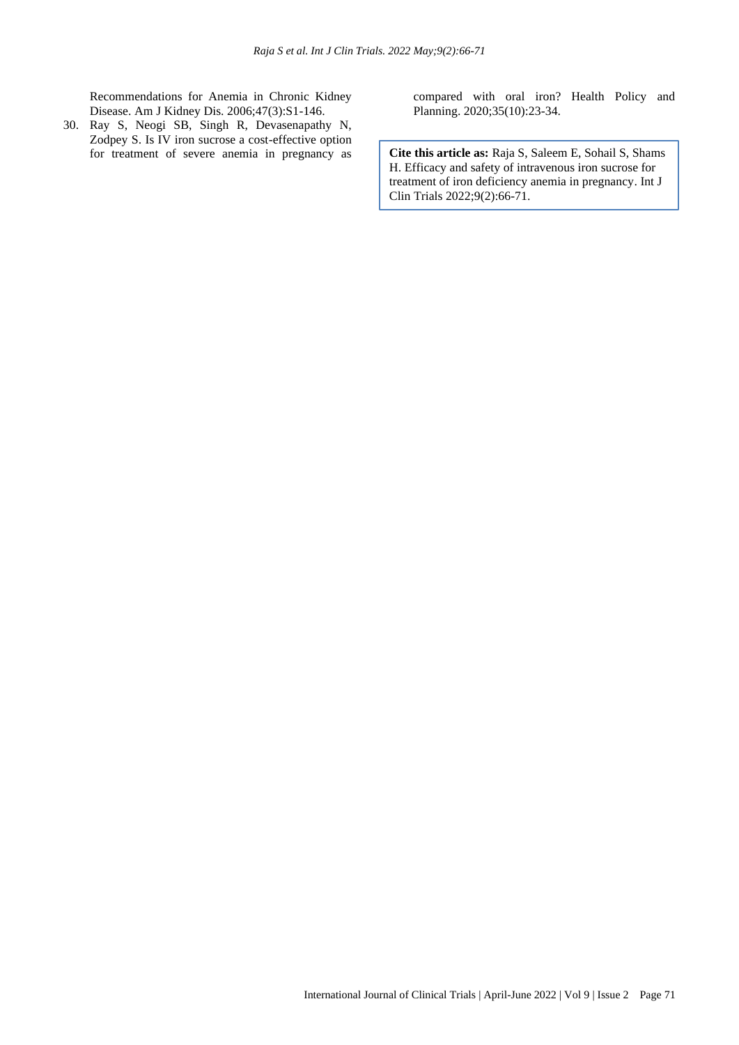Recommendations for Anemia in Chronic Kidney Disease. Am J Kidney Dis. 2006;47(3):S1-146.

30. Ray S, Neogi SB, Singh R, Devasenapathy N, Zodpey S. Is IV iron sucrose a cost-effective option for treatment of severe anemia in pregnancy as compared with oral iron? Health Policy and Planning. 2020;35(10):23-34.

**Cite this article as:** Raja S, Saleem E, Sohail S, Shams H. Efficacy and safety of intravenous iron sucrose for treatment of iron deficiency anemia in pregnancy. Int J Clin Trials 2022;9(2):66-71.